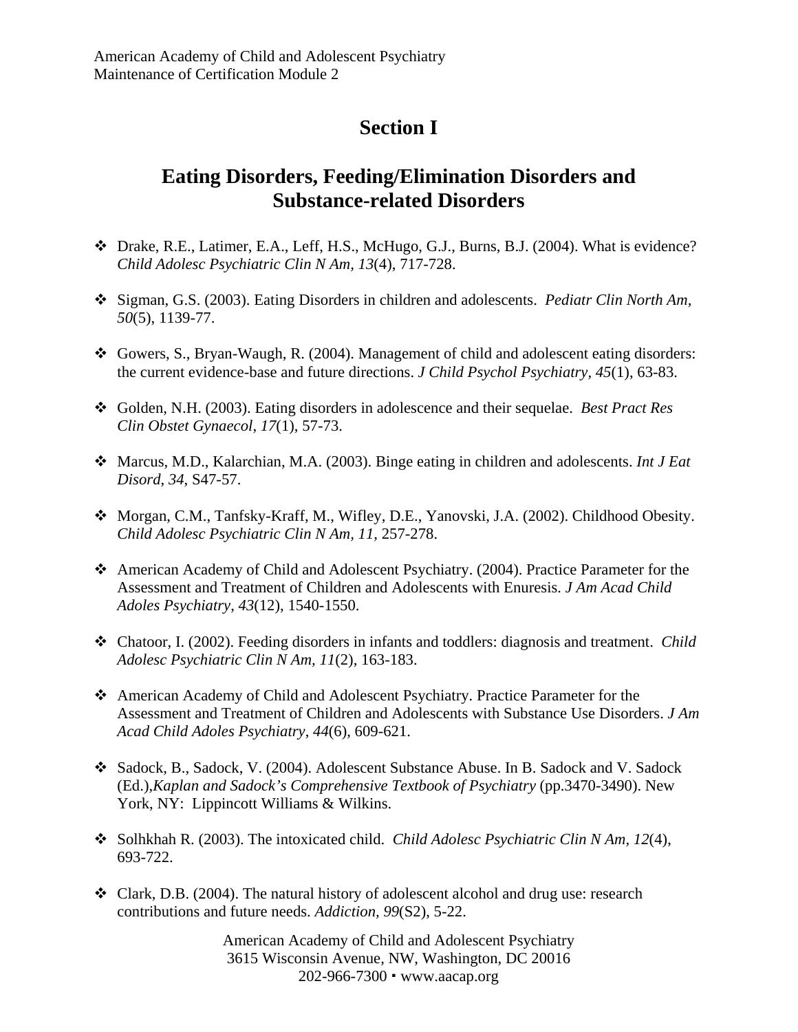American Academy of Child and Adolescent Psychiatry
Maintenance of Certification Module 2

# Section I

## Eating Disorders, Feeding/Elimination Disorders and Substance-related Disorders

- Drake, R.E., Latimer, E.A., Leff, H.S., McHugo, G.J., Burns, B.J. (2004). What is evidence? *Child Adolesc Psychiatric Clin N Am, 13*(4), 717-728.

- Sigman, G.S. (2003). Eating Disorders in children and adolescents. *Pediatr Clin North Am, 50*(5), 1139-77.

- Gowers, S., Bryan-Waugh, R. (2004). Management of child and adolescent eating disorders: the current evidence-base and future directions. *J Child Psychol Psychiatry, 45*(1), 63-83.

- Golden, N.H. (2003). Eating disorders in adolescence and their sequelae. *Best Pract Res Clin Obstet Gynaecol*, *17*(1), 57-73.

- Marcus, M.D., Kalarchian, M.A. (2003). Binge eating in children and adolescents. *Int J Eat Disord*, *34*, S47-57.

- Morgan, C.M., Tanfsky-Kraff, M., Wifley, D.E., Yanovski, J.A. (2002). Childhood Obesity. *Child Adolesc Psychiatric Clin N Am, 11*, 257-278.

- American Academy of Child and Adolescent Psychiatry. (2004). Practice Parameter for the Assessment and Treatment of Children and Adolescents with Enuresis. *J Am Acad Child Adoles Psychiatry*, *43*(12), 1540-1550.

- Chatoor, I. (2002). Feeding disorders in infants and toddlers: diagnosis and treatment. *Child Adolesc Psychiatric Clin N Am, 11*(2), 163-183.

- American Academy of Child and Adolescent Psychiatry. Practice Parameter for the Assessment and Treatment of Children and Adolescents with Substance Use Disorders. *J Am Acad Child Adoles Psychiatry*, *44*(6), 609-621.

- Sadock, B., Sadock, V. (2004). Adolescent Substance Abuse. In B. Sadock and V. Sadock (Ed.),*Kaplan and Sadock's Comprehensive Textbook of Psychiatry* (pp.3470-3490). New York, NY: Lippincott Williams & Wilkins.

- Solhkhah R. (2003). The intoxicated child. *Child Adolesc Psychiatric Clin N Am, 12*(4), 693-722.

- Clark, D.B. (2004). The natural history of adolescent alcohol and drug use: research contributions and future needs. *Addiction, 99*(S2), 5-22.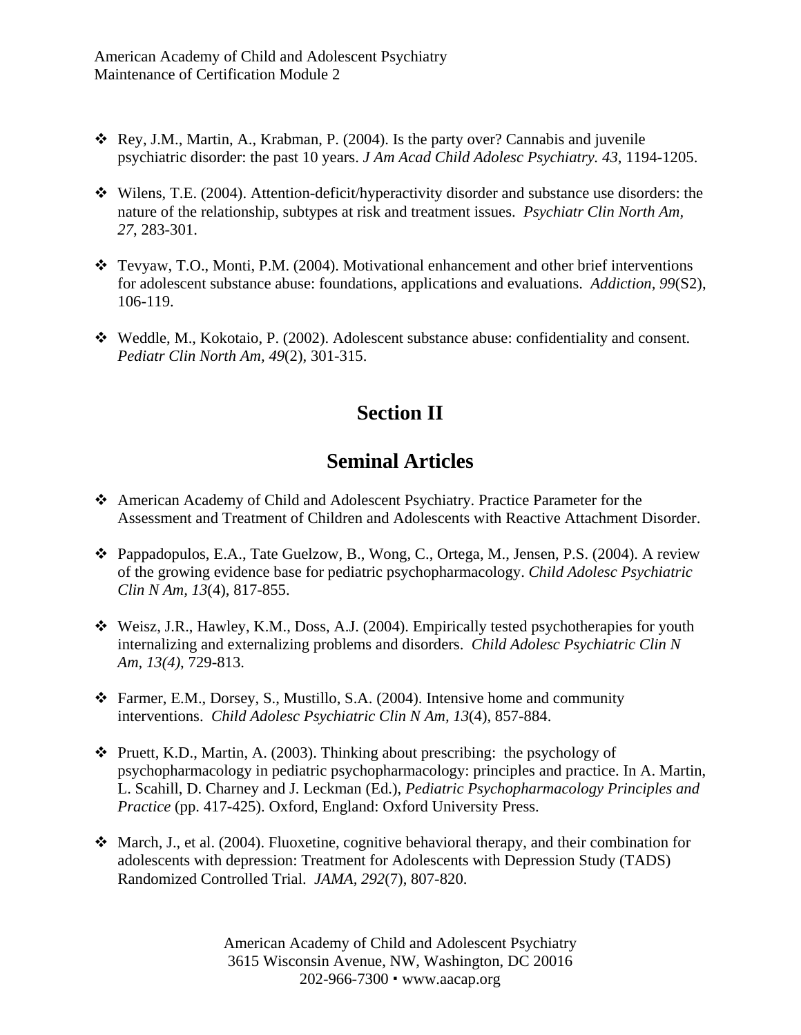- Rey, J.M., Martin, A., Krabman, P. (2004). Is the party over? Cannabis and juvenile psychiatric disorder: the past 10 years. *J Am Acad Child Adolesc Psychiatry. 43*, 1194-1205.

- Wilens, T.E. (2004). Attention-deficit/hyperactivity disorder and substance use disorders: the nature of the relationship, subtypes at risk and treatment issues. *Psychiatr Clin North Am, 27*, 283-301.

- Tevyaw, T.O., Monti, P.M. (2004). Motivational enhancement and other brief interventions for adolescent substance abuse: foundations, applications and evaluations. *Addiction, 99*(S2), 106-119.

- Weddle, M., Kokotaio, P. (2002). Adolescent substance abuse: confidentiality and consent. *Pediatr Clin North Am, 49*(2), 301-315.

# Section II

## Seminal Articles

- American Academy of Child and Adolescent Psychiatry. Practice Parameter for the Assessment and Treatment of Children and Adolescents with Reactive Attachment Disorder.

- Pappadopulos, E.A., Tate Guelzow, B., Wong, C., Ortega, M., Jensen, P.S. (2004). A review of the growing evidence base for pediatric psychopharmacology. *Child Adolesc Psychiatric Clin N Am, 13*(4), 817-855.

- Weisz, J.R., Hawley, K.M., Doss, A.J. (2004). Empirically tested psychotherapies for youth internalizing and externalizing problems and disorders. *Child Adolesc Psychiatric Clin N Am, 13(4)*, 729-813.

- Farmer, E.M., Dorsey, S., Mustillo, S.A. (2004). Intensive home and community interventions. *Child Adolesc Psychiatric Clin N Am, 13*(4), 857-884.

- Pruett, K.D., Martin, A. (2003). Thinking about prescribing: the psychology of psychopharmacology in pediatric psychopharmacology: principles and practice. In A. Martin, L. Scahill, D. Charney and J. Leckman (Ed.), *Pediatric Psychopharmacology Principles and Practice* (pp. 417-425). Oxford, England: Oxford University Press.

- March, J., et al. (2004). Fluoxetine, cognitive behavioral therapy, and their combination for adolescents with depression: Treatment for Adolescents with Depression Study (TADS) Randomized Controlled Trial. *JAMA, 292*(7), 807-820.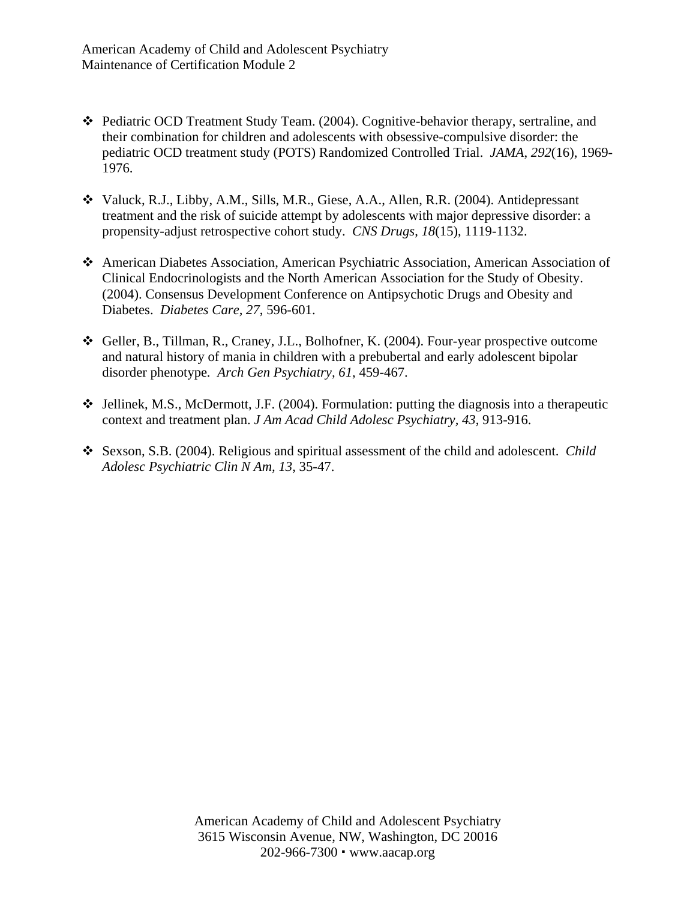- Pediatric OCD Treatment Study Team. (2004). Cognitive-behavior therapy, sertraline, and their combination for children and adolescents with obsessive-compulsive disorder: the pediatric OCD treatment study (POTS) Randomized Controlled Trial. *JAMA*, *292*(16), 1969-1976.

- Valuck, R.J., Libby, A.M., Sills, M.R., Giese, A.A., Allen, R.R. (2004). Antidepressant treatment and the risk of suicide attempt by adolescents with major depressive disorder: a propensity-adjust retrospective cohort study. *CNS Drugs, 18*(15), 1119-1132.

- American Diabetes Association, American Psychiatric Association, American Association of Clinical Endocrinologists and the North American Association for the Study of Obesity. (2004). Consensus Development Conference on Antipsychotic Drugs and Obesity and Diabetes. *Diabetes Care, 27*, 596-601.

- Geller, B., Tillman, R., Craney, J.L., Bolhofner, K. (2004). Four-year prospective outcome and natural history of mania in children with a prebubertal and early adolescent bipolar disorder phenotype. *Arch Gen Psychiatry, 61*, 459-467.

- Jellinek, M.S., McDermott, J.F. (2004). Formulation: putting the diagnosis into a therapeutic context and treatment plan. *J Am Acad Child Adolesc Psychiatry, 43*, 913-916.

- Sexson, S.B. (2004). Religious and spiritual assessment of the child and adolescent. *Child Adolesc Psychiatric Clin N Am, 13*, 35-47.